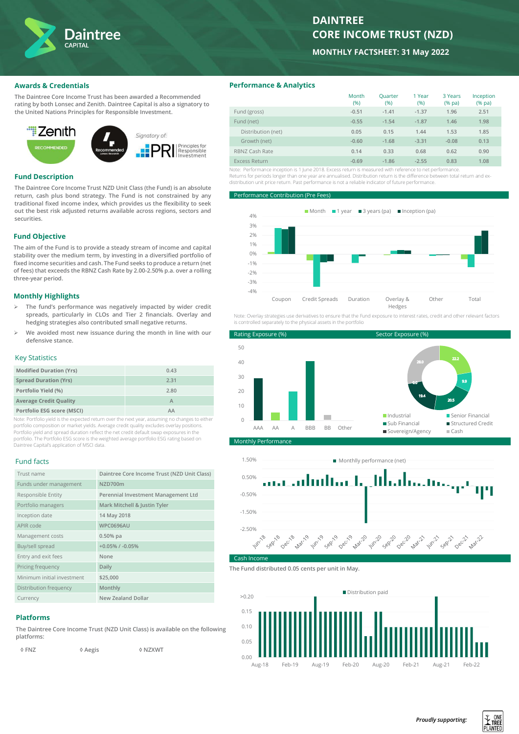# DAINTREE CORE INCOME TRUST (NZD)

**MONTHLY FACTSHEET: 31 May 2022**

## Awards & Credentials

The Daintree Core Income Trust has been awarded a Recommended rating by both Lonsec and Zenith. Daintree Capital is also a signatory to the United Nations Principles for Responsible Investment.

Zenith RECOMMENDED — Recommended Lonsec Research — Signatory of: PRI Principles for Responsible Investment

## Fund Description

The Daintree Core Income Trust NZD Unit Class (the Fund) is an absolute return, cash plus bond strategy. The Fund is not constrained by any traditional fixed income index, which provides us the flexibility to seek out the best risk adjusted returns available across regions, sectors and securities.

## Fund Objective

The aim of the Fund is to provide a steady stream of income and capital stability over the medium term, by investing in a diversified portfolio of fixed income securities and cash. The Fund seeks to produce a return (net of fees) that exceeds the RBNZ Cash Rate by 2.00-2.50% p.a. over a rolling three-year period.

## Monthly Highlights

- The fund's performance was negatively impacted by wider credit spreads, particularly in CLOs and Tier 2 financials. Overlay and hedging strategies also contributed small negative returns.
- We avoided most new issuance during the month in line with our defensive stance.

## Key Statistics

| | |
|---|---|
| Modified Duration (Yrs) | 0.43 |
| Spread Duration (Yrs) | 2.31 |
| Portfolio Yield (%) | 2.80 |
| Average Credit Quality | A |
| Portfolio ESG score (MSCI) | AA |

Note: Portfolio yield is the expected return over the next year, assuming no changes to either portfolio composition or market yields. Average credit quality excludes overlay positions. Portfolio yield and spread duration reflect the net credit default swap exposures in the portfolio. The Portfolio ESG score is the weighted average portfolio ESG rating based on Daintree Capital's application of MSCI data.

## Fund facts

| | |
|---|---|
| Trust name | Daintree Core Income Trust (NZD Unit Class) |
| Funds under management | NZD700m |
| Responsible Entity | Perennial Investment Management Ltd |
| Portfolio managers | Mark Mitchell & Justin Tyler |
| Inception date | 14 May 2018 |
| APIR code | WPC0696AU |
| Management costs | 0.50% pa |
| Buy/sell spread | +0.05% / -0.05% |
| Entry and exit fees | None |
| Pricing frequency | Daily |
| Minimum initial investment | $25,000 |
| Distribution frequency | Monthly |
| Currency | New Zealand Dollar |

## Platforms

The Daintree Core Income Trust (NZD Unit Class) is available on the following platforms:

◊ FNZ ◊ Aegis ◊ NZXWT

## Performance & Analytics

| | Month (%) | Quarter (%) | 1 Year (%) | 3 Years (% pa) | Inception (% pa) |
|---|---|---|---|---|---|
| Fund (gross) | -0.51 | -1.41 | -1.37 | 1.96 | 2.51 |
| Fund (net) | -0.55 | -1.54 | -1.87 | 1.46 | 1.98 |
| Distribution (net) | 0.05 | 0.15 | 1.44 | 1.53 | 1.85 |
| Growth (net) | -0.60 | -1.68 | -3.31 | -0.08 | 0.13 |
| RBNZ Cash Rate | 0.14 | 0.33 | 0.68 | 0.62 | 0.90 |
| Excess Return | -0.69 | -1.86 | -2.55 | 0.83 | 1.08 |

Note: Performance inception is 1 June 2018. Excess return is measured with reference to net performance. Returns for periods longer than one year are annualised. Distribution return is the difference between total return and ex-distribution unit price return. Past performance is not a reliable indicator of future performance.

### Performance Contribution (Pre Fees)

Chart: Month, 1 year, 3 years (pa), Inception (pa) contributions by Coupon, Credit Spreads, Duration, Overlay & Hedges, Other, Total.

Note: Overlay strategies use derivatives to ensure that the Fund exposure to interest rates, credit and other relevant factors is controlled separately to the physical assets in the portfolio

### Rating Exposure (%)

Chart: AAA, AA, A, BBB, BB, Other.

### Sector Exposure (%)

| Sector | % |
|---|---|
| Industrial | 22.2 |
| Senior Financial | 9.9 |
| Structured Credit | 20.5 |
| Sub Financial | 19.4 |
| Sovereign/Agency | 0.0 |
| Cash | 28.0 |

### Monthly Performance

Chart: Monthly performance (net), Jun-18 to Mar-22.

### Cash Income

The Fund distributed 0.05 cents per unit in May.

Chart: Distribution paid, Aug-18 to Feb-22.

*Proudly supporting:* ONE TREE PLANTED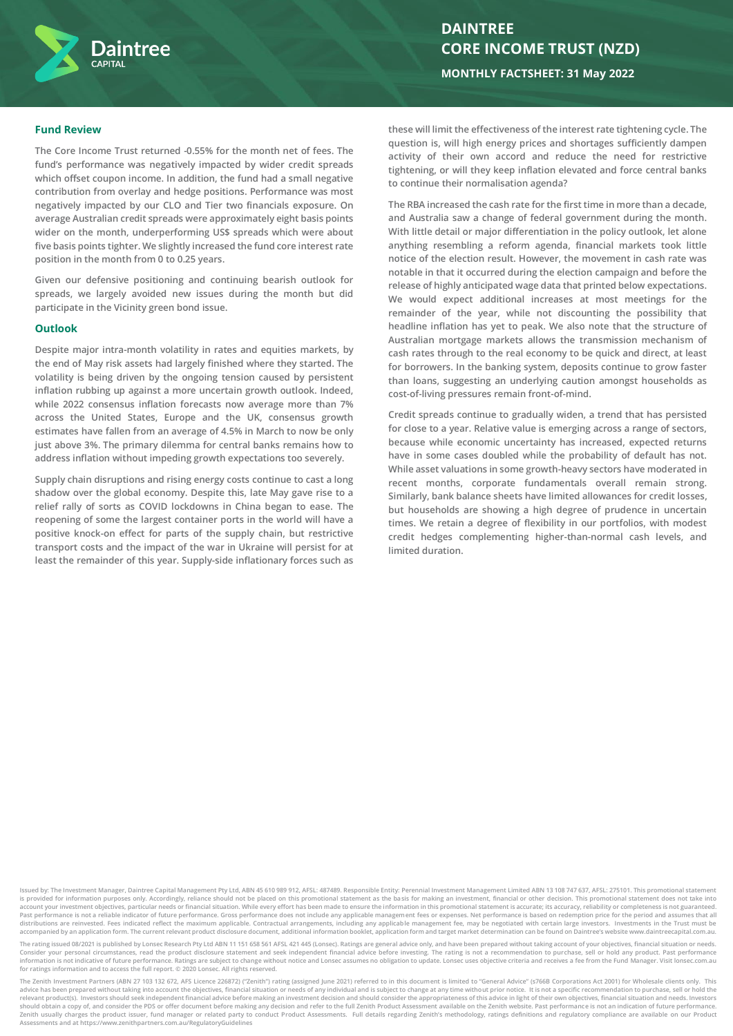# DAINTREE CORE INCOME TRUST (NZD)

**MONTHLY FACTSHEET: 31 May 2022**

## Fund Review

The Core Income Trust returned -0.55% for the month net of fees. The fund's performance was negatively impacted by wider credit spreads which offset coupon income. In addition, the fund had a small negative contribution from overlay and hedge positions. Performance was most negatively impacted by our CLO and Tier two financials exposure. On average Australian credit spreads were approximately eight basis points wider on the month, underperforming US$ spreads which were about five basis points tighter. We slightly increased the fund core interest rate position in the month from 0 to 0.25 years.

Given our defensive positioning and continuing bearish outlook for spreads, we largely avoided new issues during the month but did participate in the Vicinity green bond issue.

## Outlook

Despite major intra-month volatility in rates and equities markets, by the end of May risk assets had largely finished where they started. The volatility is being driven by the ongoing tension caused by persistent inflation rubbing up against a more uncertain growth outlook. Indeed, while 2022 consensus inflation forecasts now average more than 7% across the United States, Europe and the UK, consensus growth estimates have fallen from an average of 4.5% in March to now be only just above 3%. The primary dilemma for central banks remains how to address inflation without impeding growth expectations too severely.

Supply chain disruptions and rising energy costs continue to cast a long shadow over the global economy. Despite this, late May gave rise to a relief rally of sorts as COVID lockdowns in China began to ease. The reopening of some the largest container ports in the world will have a positive knock-on effect for parts of the supply chain, but restrictive transport costs and the impact of the war in Ukraine will persist for at least the remainder of this year. Supply-side inflationary forces such as these will limit the effectiveness of the interest rate tightening cycle. The question is, will high energy prices and shortages sufficiently dampen activity of their own accord and reduce the need for restrictive tightening, or will they keep inflation elevated and force central banks to continue their normalisation agenda?

The RBA increased the cash rate for the first time in more than a decade, and Australia saw a change of federal government during the month. With little detail or major differentiation in the policy outlook, let alone anything resembling a reform agenda, financial markets took little notice of the election result. However, the movement in cash rate was notable in that it occurred during the election campaign and before the release of highly anticipated wage data that printed below expectations. We would expect additional increases at most meetings for the remainder of the year, while not discounting the possibility that headline inflation has yet to peak. We also note that the structure of Australian mortgage markets allows the transmission mechanism of cash rates through to the real economy to be quick and direct, at least for borrowers. In the banking system, deposits continue to grow faster than loans, suggesting an underlying caution amongst households as cost-of-living pressures remain front-of-mind.

Credit spreads continue to gradually widen, a trend that has persisted for close to a year. Relative value is emerging across a range of sectors, because while economic uncertainty has increased, expected returns have in some cases doubled while the probability of default has not. While asset valuations in some growth-heavy sectors have moderated in recent months, corporate fundamentals overall remain strong. Similarly, bank balance sheets have limited allowances for credit losses, but households are showing a high degree of prudence in uncertain times. We retain a degree of flexibility in our portfolios, with modest credit hedges complementing higher-than-normal cash levels, and limited duration.

Issued by: The Investment Manager, Daintree Capital Management Pty Ltd, ABN 45 610 989 912, AFSL: 487489. Responsible Entity: Perennial Investment Management Limited ABN 13 108 747 637, AFSL: 275101. This promotional statement is provided for information purposes only. Accordingly, reliance should not be placed on this promotional statement as the basis for making an investment, financial or other decision. This promotional statement does not take into account your investment objectives, particular needs or financial situation. While every effort has been made to ensure the information in this promotional statement is accurate; its accuracy, reliability or completeness is not guaranteed. Past performance is not a reliable indicator of future performance. Gross performance does not include any applicable management fees or expenses. Net performance is based on redemption price for the period and assumes that all distributions are reinvested. Fees indicated reflect the maximum applicable. Contractual arrangements, including any applicable management fee, may be negotiated with certain large investors. Investments in the Trust must be accompanied by an application form. The current relevant product disclosure document, additional information booklet, application form and target market determination can be found on Daintree's website www.daintreecapital.com.au.

The rating issued 08/2021 is published by Lonsec Research Pty Ltd ABN 11 151 658 561 AFSL 421 445 (Lonsec). Ratings are general advice only, and have been prepared without taking account of your objectives, financial situation or needs. Consider your personal circumstances, read the product disclosure statement and seek independent financial advice before investing. The rating is not a recommendation to purchase, sell or hold any product. Past performance information is not indicative of future performance. Ratings are subject to change without notice and Lonsec assumes no obligation to update. Lonsec uses objective criteria and receives a fee from the Fund Manager. Visit lonsec.com.au for ratings information and to access the full report. © 2020 Lonsec. All rights reserved.

The Zenith Investment Partners (ABN 27 103 132 672, AFS Licence 226872) ("Zenith") rating (assigned June 2021) referred to in this document is limited to "General Advice" (s766B Corporations Act 2001) for Wholesale clients only. This advice has been prepared without taking into account the objectives, financial situation or needs of any individual and is subject to change at any time without prior notice. It is not a specific recommendation to purchase, sell or hold the relevant product(s). Investors should seek independent financial advice before making an investment decision and should consider the appropriateness of this advice in light of their own objectives, financial situation and needs. Investors should obtain a copy of, and consider the PDS or offer document before making any decision and refer to the full Zenith Product Assessment available on the Zenith website. Past performance is not an indication of future performance. Zenith usually charges the product issuer, fund manager or related party to conduct Product Assessments. Full details regarding Zenith's methodology, ratings definitions and regulatory compliance are available on our Product Assessments and at https://www.zenithpartners.com.au/RegulatoryGuidelines